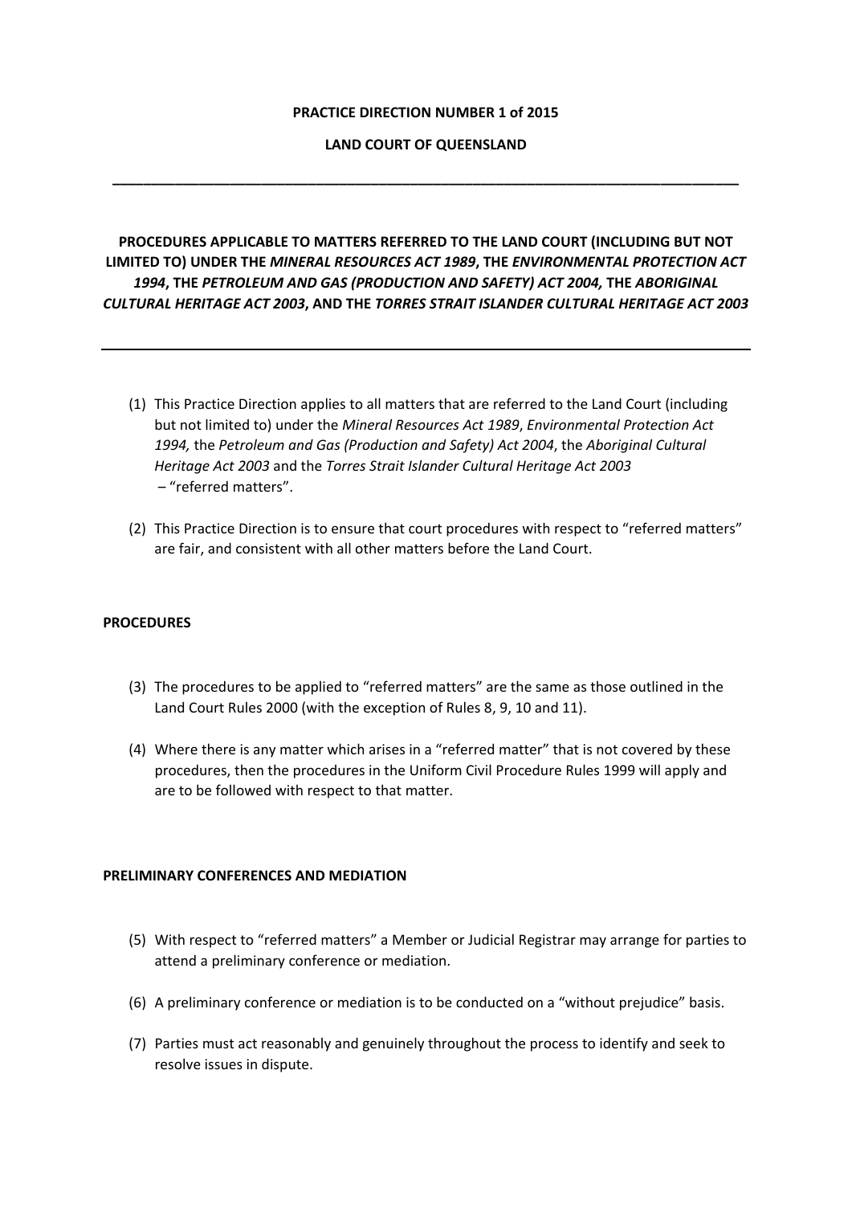**PRACTICE DIRECTION NUMBER 1 of 2015**

**LAND COURT OF QUEENSLAND**

---

**PROCEDURES APPLICABLE TO MATTERS REFERRED TO THE LAND COURT (INCLUDING BUT NOT LIMITED TO) UNDER THE *MINERAL RESOURCES ACT 1989*, THE *ENVIRONMENTAL PROTECTION ACT 1994*, THE *PETROLEUM AND GAS (PRODUCTION AND SAFETY) ACT 2004,* THE *ABORIGINAL CULTURAL HERITAGE ACT 2003*, AND THE *TORRES STRAIT ISLANDER CULTURAL HERITAGE ACT 2003***

---

(1) This Practice Direction applies to all matters that are referred to the Land Court (including but not limited to) under the *Mineral Resources Act 1989*, *Environmental Protection Act 1994,* the *Petroleum and Gas (Production and Safety) Act 2004*, the *Aboriginal Cultural Heritage Act 2003* and the *Torres Strait Islander Cultural Heritage Act 2003* – "referred matters".

(2) This Practice Direction is to ensure that court procedures with respect to "referred matters" are fair, and consistent with all other matters before the Land Court.

**PROCEDURES**

(3) The procedures to be applied to "referred matters" are the same as those outlined in the Land Court Rules 2000 (with the exception of Rules 8, 9, 10 and 11).

(4) Where there is any matter which arises in a "referred matter" that is not covered by these procedures, then the procedures in the Uniform Civil Procedure Rules 1999 will apply and are to be followed with respect to that matter.

**PRELIMINARY CONFERENCES AND MEDIATION**

(5) With respect to "referred matters" a Member or Judicial Registrar may arrange for parties to attend a preliminary conference or mediation.

(6) A preliminary conference or mediation is to be conducted on a "without prejudice" basis.

(7) Parties must act reasonably and genuinely throughout the process to identify and seek to resolve issues in dispute.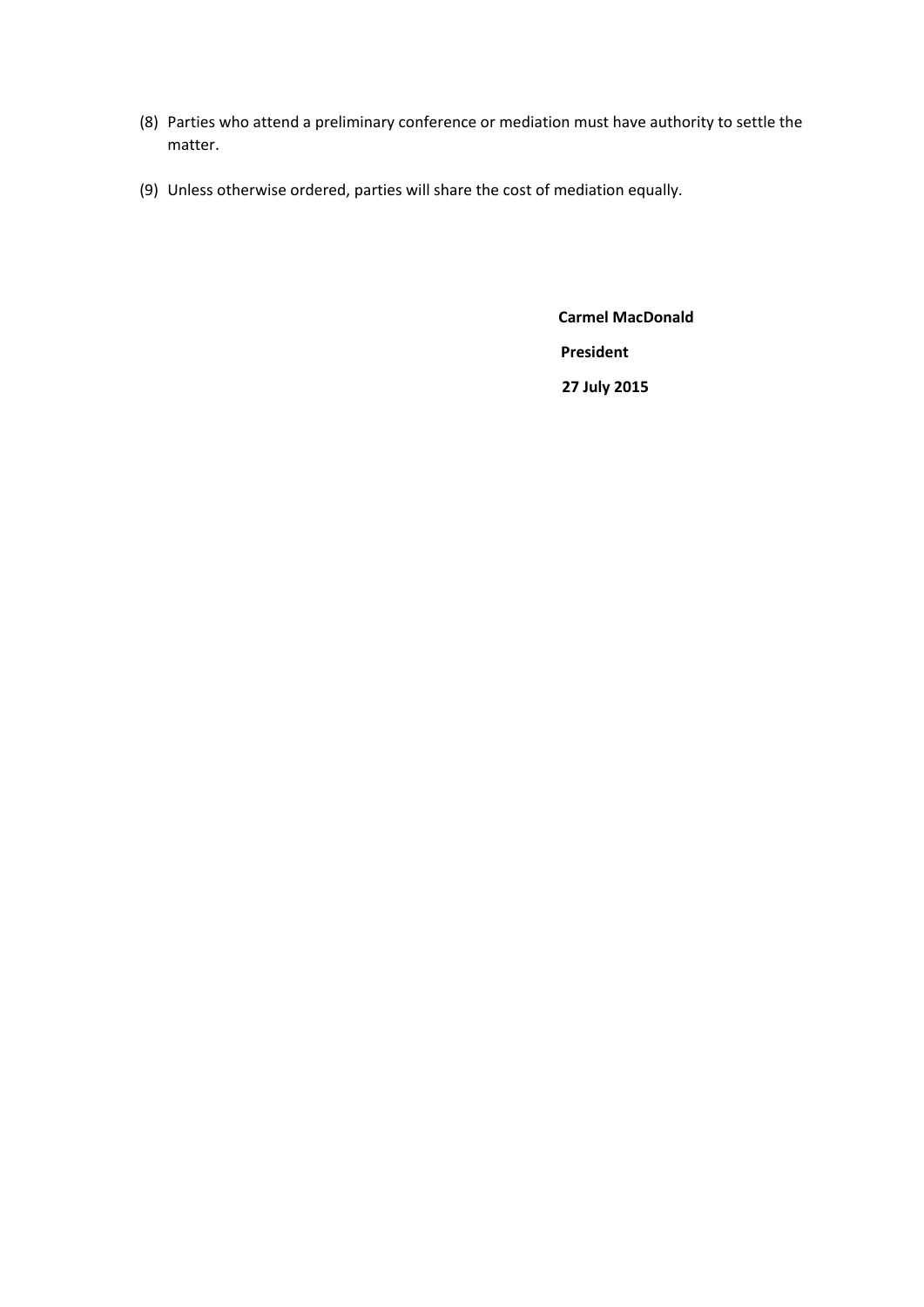(8) Parties who attend a preliminary conference or mediation must have authority to settle the matter.

(9) Unless otherwise ordered, parties will share the cost of mediation equally.

**Carmel MacDonald**

**President**

**27 July 2015**